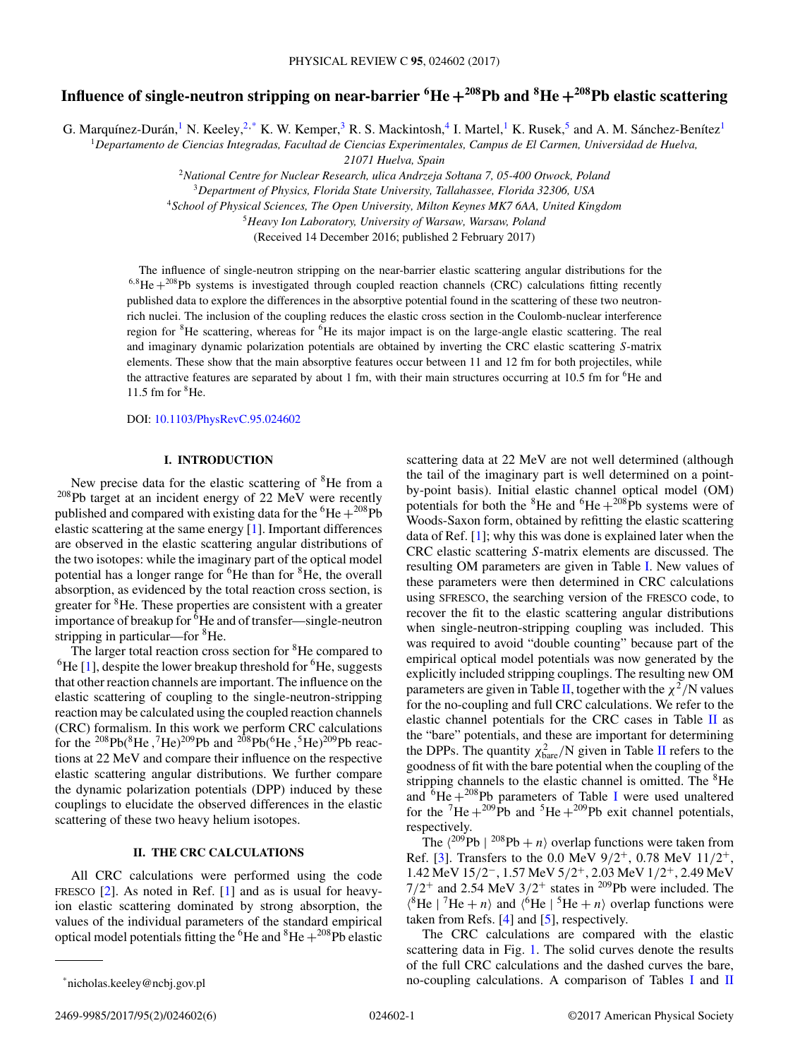# Influence of single-neutron stripping on near-barrier $^{6}$He + $^{208}$Pb and $^{8}$He + $^{208}$Pb elastic scattering

G. Marquínez-Durán,[1] N. Keeley,[2,*] K. W. Kemper,[3] R. S. Mackintosh,[4] I. Martel,[1] K. Rusek,[5] and A. M. Sánchez-Benítez[1]

[1]*Departamento de Ciencias Integradas, Facultad de Ciencias Experimentales, Campus de El Carmen, Universidad de Huelva, 21071 Huelva, Spain*

[2]*National Centre for Nuclear Research, ulica Andrzeja Sołtana 7, 05-400 Otwock, Poland*

[3]*Department of Physics, Florida State University, Tallahassee, Florida 32306, USA*

[4]*School of Physical Sciences, The Open University, Milton Keynes MK7 6AA, United Kingdom*

[5]*Heavy Ion Laboratory, University of Warsaw, Warsaw, Poland*

(Received 14 December 2016; published 2 February 2017)

The influence of single-neutron stripping on the near-barrier elastic scattering angular distributions for the $^{6,8}$He + $^{208}$Pb systems is investigated through coupled reaction channels (CRC) calculations fitting recently published data to explore the differences in the absorptive potential found in the scattering of these two neutron-rich nuclei. The inclusion of the coupling reduces the elastic cross section in the Coulomb-nuclear interference region for $^{8}$He scattering, whereas for $^{6}$He its major impact is on the large-angle elastic scattering. The real and imaginary dynamic polarization potentials are obtained by inverting the CRC elastic scattering $S$-matrix elements. These show that the main absorptive features occur between 11 and 12 fm for both projectiles, while the attractive features are separated by about 1 fm, with their main structures occurring at 10.5 fm for $^{6}$He and 11.5 fm for $^{8}$He.

DOI: 10.1103/PhysRevC.95.024602

## I. INTRODUCTION

New precise data for the elastic scattering of $^{8}$He from a $^{208}$Pb target at an incident energy of 22 MeV were recently published and compared with existing data for the $^{6}$He + $^{208}$Pb elastic scattering at the same energy [1]. Important differences are observed in the elastic scattering angular distributions of the two isotopes: while the imaginary part of the optical model potential has a longer range for $^{6}$He than for $^{8}$He, the overall absorption, as evidenced by the total reaction cross section, is greater for $^{8}$He. These properties are consistent with a greater importance of breakup for $^{6}$He and of transfer—single-neutron stripping in particular—for $^{8}$He.

The larger total reaction cross section for $^{8}$He compared to $^{6}$He [1], despite the lower breakup threshold for $^{6}$He, suggests that other reaction channels are important. The influence on the elastic scattering of coupling to the single-neutron-stripping reaction may be calculated using the coupled reaction channels (CRC) formalism. In this work we perform CRC calculations for the $^{208}$Pb($^{8}$He,$^{7}$He)$^{209}$Pb and $^{208}$Pb($^{6}$He,$^{5}$He)$^{209}$Pb reactions at 22 MeV and compare their influence on the respective elastic scattering angular distributions. We further compare the dynamic polarization potentials (DPP) induced by these couplings to elucidate the observed differences in the elastic scattering of these two heavy helium isotopes.

## II. THE CRC CALCULATIONS

All CRC calculations were performed using the code FRESCO [2]. As noted in Ref. [1] and as is usual for heavy-ion elastic scattering dominated by strong absorption, the values of the individual parameters of the standard empirical optical model potentials fitting the $^{6}$He and $^{8}$He + $^{208}$Pb elastic scattering data at 22 MeV are not well determined (although the tail of the imaginary part is well determined on a point-by-point basis). Initial elastic channel optical model (OM) potentials for both the $^{8}$He and $^{6}$He + $^{208}$Pb systems were of Woods-Saxon form, obtained by refitting the elastic scattering data of Ref. [1]; why this was done is explained later when the CRC elastic scattering $S$-matrix elements are discussed. The resulting OM parameters are given in Table I. New values of these parameters were then determined in CRC calculations using SFRESCO, the searching version of the FRESCO code, to recover the fit to the elastic scattering angular distributions when single-neutron-stripping coupling was included. This was required to avoid "double counting" because part of the empirical optical model potentials was now generated by the explicitly included stripping couplings. The resulting new OM parameters are given in Table II, together with the $\chi^2/N$ values for the no-coupling and full CRC calculations. We refer to the elastic channel potentials for the CRC cases in Table II as the "bare" potentials, and these are important for determining the DPPs. The quantity $\chi^2_{\mathrm{bare}}/N$ given in Table II refers to the goodness of fit with the bare potential when the coupling of the stripping channels to the elastic channel is omitted. The $^{8}$He and $^{6}$He + $^{208}$Pb parameters of Table I were used unaltered for the $^{7}$He + $^{209}$Pb and $^{5}$He + $^{209}$Pb exit channel potentials, respectively.

The $\langle ^{209}\mathrm{Pb} \mid ^{208}\mathrm{Pb} + n \rangle$ overlap functions were taken from Ref. [3]. Transfers to the 0.0 MeV $9/2^+$, 0.78 MeV $11/2^+$, 1.42 MeV $15/2^-$, 1.57 MeV $5/2^+$, 2.03 MeV $1/2^+$, 2.49 MeV $7/2^+$ and 2.54 MeV $3/2^+$ states in $^{209}$Pb were included. The $\langle ^{8}\mathrm{He} \mid ^{7}\mathrm{He} + n \rangle$ and $\langle ^{6}\mathrm{He} \mid ^{5}\mathrm{He} + n \rangle$ overlap functions were taken from Refs. [4] and [5], respectively.

The CRC calculations are compared with the elastic scattering data in Fig. 1. The solid curves denote the results of the full CRC calculations and the dashed curves the bare, no-coupling calculations. A comparison of Tables I and II

*nicholas.keeley@ncbj.gov.pl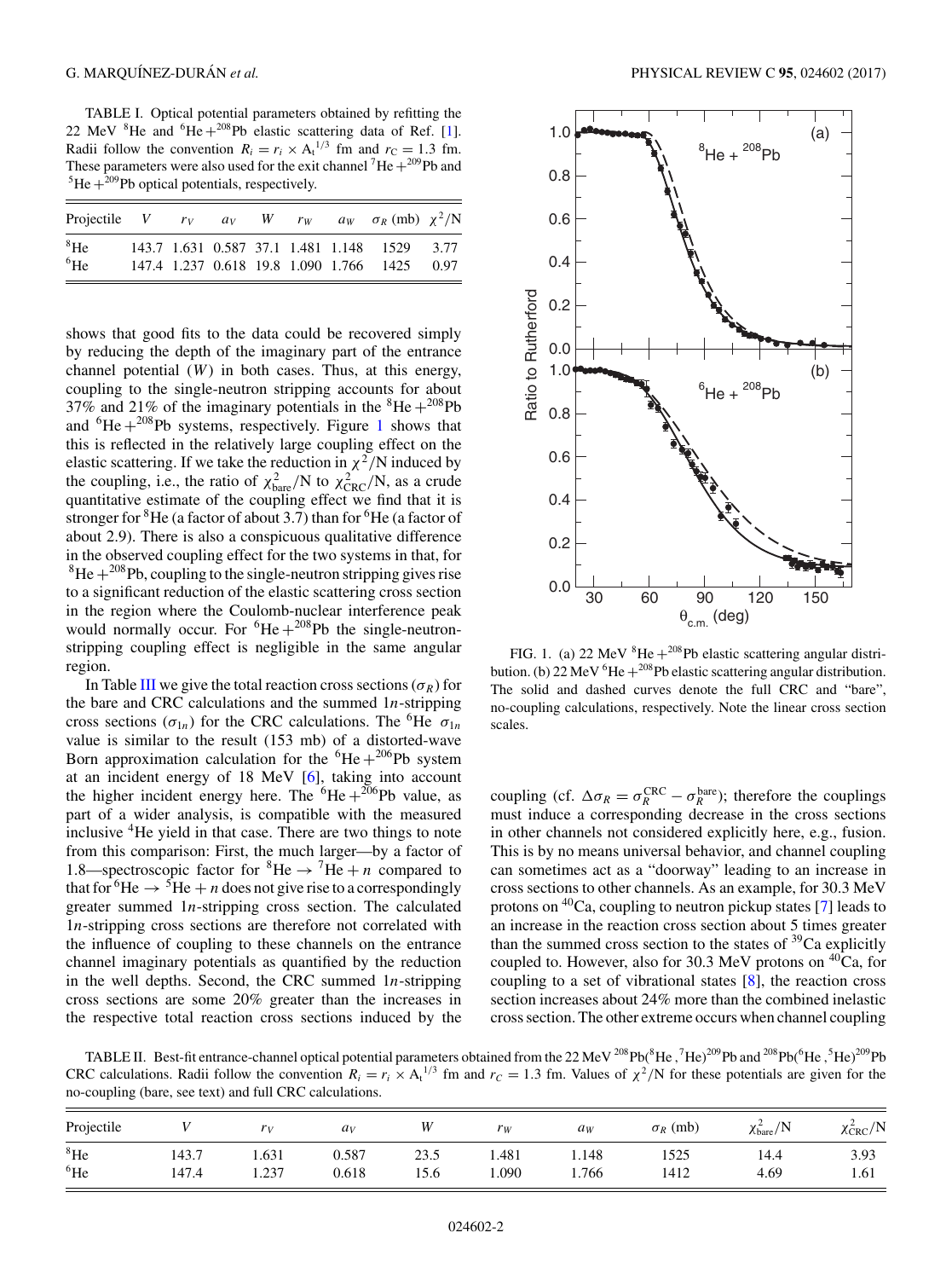TABLE I. Optical potential parameters obtained by refitting the 22 MeV $^{8}$He and $^{6}$He $+^{208}$Pb elastic scattering data of Ref. [1]. Radii follow the convention $R_i = r_i \times A_t^{1/3}$ fm and $r_C = 1.3$ fm. These parameters were also used for the exit channel $^{7}$He $+^{209}$Pb and $^{5}$He $+^{209}$Pb optical potentials, respectively.

| Projectile | $V$ | $r_V$ | $a_V$ | $W$ | $r_W$ | $a_W$ | $\sigma_R$ (mb) | $\chi^2/N$ |
|---|---|---|---|---|---|---|---|---|
| $^{8}$He | 143.7 | 1.631 | 0.587 | 37.1 | 1.481 | 1.148 | 1529 | 3.77 |
| $^{6}$He | 147.4 | 1.237 | 0.618 | 19.8 | 1.090 | 1.766 | 1425 | 0.97 |

shows that good fits to the data could be recovered simply by reducing the depth of the imaginary part of the entrance channel potential ($W$) in both cases. Thus, at this energy, coupling to the single-neutron stripping accounts for about 37% and 21% of the imaginary potentials in the $^{8}$He $+^{208}$Pb and $^{6}$He $+^{208}$Pb systems, respectively. Figure 1 shows that this is reflected in the relatively large coupling effect on the elastic scattering. If we take the reduction in $\chi^2/N$ induced by the coupling, i.e., the ratio of $\chi^2_{\text{bare}}/N$ to $\chi^2_{\text{CRC}}/N$, as a crude quantitative estimate of the coupling effect we find that it is stronger for $^{8}$He (a factor of about 3.7) than for $^{6}$He (a factor of about 2.9). There is also a conspicuous qualitative difference in the observed coupling effect for the two systems in that, for $^{8}$He $+^{208}$Pb, coupling to the single-neutron stripping gives rise to a significant reduction of the elastic scattering cross section in the region where the Coulomb-nuclear interference peak would normally occur. For $^{6}$He $+^{208}$Pb the single-neutron-stripping coupling effect is negligible in the same angular region.

In Table III we give the total reaction cross sections ($\sigma_R$) for the bare and CRC calculations and the summed $1n$-stripping cross sections ($\sigma_{1n}$) for the CRC calculations. The $^{6}$He $\sigma_{1n}$ value is similar to the result (153 mb) of a distorted-wave Born approximation calculation for the $^{6}$He $+^{206}$Pb system at an incident energy of 18 MeV [6], taking into account the higher incident energy here. The $^{6}$He $+^{206}$Pb value, as part of a wider analysis, is compatible with the measured inclusive $^{4}$He yield in that case. There are two things to note from this comparison: First, the much larger—by a factor of 1.8—spectroscopic factor for $^{8}$He $\rightarrow$ $^{7}$He $+ n$ compared to that for $^{6}$He $\rightarrow$ $^{5}$He $+ n$ does not give rise to a correspondingly greater summed $1n$-stripping cross section. The calculated $1n$-stripping cross sections are therefore not correlated with the influence of coupling to these channels on the entrance channel imaginary potentials as quantified by the reduction in the well depths. Second, the CRC summed $1n$-stripping cross sections are some 20% greater than the increases in the respective total reaction cross sections induced by the coupling (cf. $\Delta\sigma_R = \sigma_R^{\text{CRC}} - \sigma_R^{\text{bare}}$); therefore the couplings must induce a corresponding decrease in the cross sections in other channels not considered explicitly here, e.g., fusion. This is by no means universal behavior, and channel coupling can sometimes act as a "doorway" leading to an increase in cross sections to other channels. As an example, for 30.3 MeV protons on $^{40}$Ca, coupling to neutron pickup states [7] leads to an increase in the reaction cross section about 5 times greater than the summed cross section to the states of $^{39}$Ca explicitly coupled to. However, also for 30.3 MeV protons on $^{40}$Ca, for coupling to a set of vibrational states [8], the reaction cross section increases about 24% more than the combined inelastic cross section. The other extreme occurs when channel coupling

FIG. 1. (a) 22 MeV $^{8}$He $+^{208}$Pb elastic scattering angular distribution. (b) 22 MeV $^{6}$He $+^{208}$Pb elastic scattering angular distribution. The solid and dashed curves denote the full CRC and "bare", no-coupling calculations, respectively. Note the linear cross section scales.

TABLE II. Best-fit entrance-channel optical potential parameters obtained from the 22 MeV $^{208}$Pb($^{8}$He ,$^{7}$He)$^{209}$Pb and $^{208}$Pb($^{6}$He ,$^{5}$He)$^{209}$Pb CRC calculations. Radii follow the convention $R_i = r_i \times A_t^{1/3}$ fm and $r_C = 1.3$ fm. Values of $\chi^2/N$ for these potentials are given for the no-coupling (bare, see text) and full CRC calculations.

| Projectile | $V$ | $r_V$ | $a_V$ | $W$ | $r_W$ | $a_W$ | $\sigma_R$ (mb) | $\chi^2_{\text{bare}}/N$ | $\chi^2_{\text{CRC}}/N$ |
|---|---|---|---|---|---|---|---|---|---|
| $^{8}$He | 143.7 | 1.631 | 0.587 | 23.5 | 1.481 | 1.148 | 1525 | 14.4 | 3.93 |
| $^{6}$He | 147.4 | 1.237 | 0.618 | 15.6 | 1.090 | 1.766 | 1412 | 4.69 | 1.61 |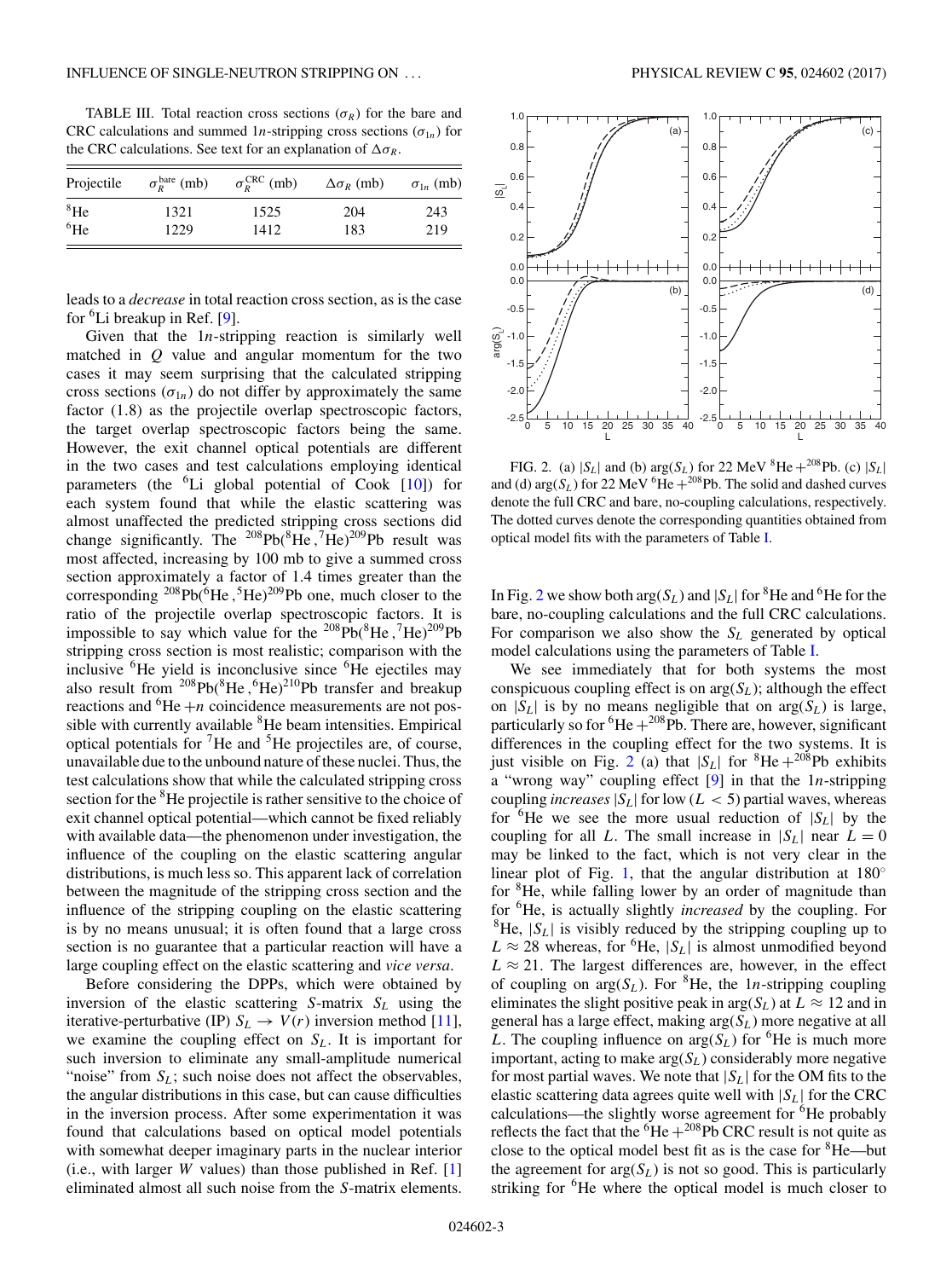TABLE III. Total reaction cross sections ($\sigma_R$) for the bare and CRC calculations and summed 1$n$-stripping cross sections ($\sigma_{1n}$) for the CRC calculations. See text for an explanation of $\Delta\sigma_R$.

| Projectile | $\sigma_R^{\text{bare}}$ (mb) | $\sigma_R^{\text{CRC}}$ (mb) | $\Delta\sigma_R$ (mb) | $\sigma_{1n}$ (mb) |
|---|---|---|---|---|
| $^8$He | 1321 | 1525 | 204 | 243 |
| $^6$He | 1229 | 1412 | 183 | 219 |

leads to a *decrease* in total reaction cross section, as is the case for $^6$Li breakup in Ref. [9].

Given that the 1$n$-stripping reaction is similarly well matched in $Q$ value and angular momentum for the two cases it may seem surprising that the calculated stripping cross sections ($\sigma_{1n}$) do not differ by approximately the same factor (1.8) as the projectile overlap spectroscopic factors, the target overlap spectroscopic factors being the same. However, the exit channel optical potentials are different in the two cases and test calculations employing identical parameters (the $^6$Li global potential of Cook [10]) for each system found that while the elastic scattering was almost unaffected the predicted stripping cross sections did change significantly. The $^{208}$Pb($^8$He,$^7$He)$^{209}$Pb result was most affected, increasing by 100 mb to give a summed cross section approximately a factor of 1.4 times greater than the corresponding $^{208}$Pb($^6$He,$^5$He)$^{209}$Pb one, much closer to the ratio of the projectile overlap spectroscopic factors. It is impossible to say which value for the $^{208}$Pb($^8$He,$^7$He)$^{209}$Pb stripping cross section is most realistic; comparison with the inclusive $^6$He yield is inconclusive since $^6$He ejectiles may also result from $^{208}$Pb($^8$He,$^6$He)$^{210}$Pb transfer and breakup reactions and $^6$He $+n$ coincidence measurements are not possible with currently available $^8$He beam intensities. Empirical optical potentials for $^7$He and $^5$He projectiles are, of course, unavailable due to the unbound nature of these nuclei. Thus, the test calculations show that while the calculated stripping cross section for the $^8$He projectile is rather sensitive to the choice of exit channel optical potential—which cannot be fixed reliably with available data—the phenomenon under investigation, the influence of the coupling on the elastic scattering angular distributions, is much less so. This apparent lack of correlation between the magnitude of the stripping cross section and the influence of the stripping coupling on the elastic scattering is by no means unusual; it is often found that a large cross section is no guarantee that a particular reaction will have a large coupling effect on the elastic scattering and *vice versa*.

Before considering the DPPs, which were obtained by inversion of the elastic scattering $S$-matrix $S_L$ using the iterative-perturbative (IP) $S_L \rightarrow V(r)$ inversion method [11], we examine the coupling effect on $S_L$. It is important for such inversion to eliminate any small-amplitude numerical "noise" from $S_L$; such noise does not affect the observables, the angular distributions in this case, but can cause difficulties in the inversion process. After some experimentation it was found that calculations based on optical model potentials with somewhat deeper imaginary parts in the nuclear interior (i.e., with larger $W$ values) than those published in Ref. [1] eliminated almost all such noise from the $S$-matrix elements.

FIG. 2. (a) $|S_L|$ and (b) $\arg(S_L)$ for 22 MeV $^8$He $+^{208}$Pb. (c) $|S_L|$ and (d) $\arg(S_L)$ for 22 MeV $^6$He $+^{208}$Pb. The solid and dashed curves denote the full CRC and bare, no-coupling calculations, respectively. The dotted curves denote the corresponding quantities obtained from optical model fits with the parameters of Table I.

In Fig. 2 we show both $\arg(S_L)$ and $|S_L|$ for $^8$He and $^6$He for the bare, no-coupling calculations and the full CRC calculations. For comparison we also show the $S_L$ generated by optical model calculations using the parameters of Table I.

We see immediately that for both systems the most conspicuous coupling effect is on $\arg(S_L)$; although the effect on $|S_L|$ is by no means negligible that on $\arg(S_L)$ is large, particularly so for $^6$He $+^{208}$Pb. There are, however, significant differences in the coupling effect for the two systems. It is just visible on Fig. 2 (a) that $|S_L|$ for $^8$He $+^{208}$Pb exhibits a "wrong way" coupling effect [9] in that the 1$n$-stripping coupling *increases* $|S_L|$ for low ($L < 5$) partial waves, whereas for $^6$He we see the more usual reduction of $|S_L|$ by the coupling for all $L$. The small increase in $|S_L|$ near $L = 0$ may be linked to the fact, which is not very clear in the linear plot of Fig. 1, that the angular distribution at 180$^\circ$ for $^8$He, while falling lower by an order of magnitude than for $^6$He, is actually slightly *increased* by the coupling. For $^8$He, $|S_L|$ is visibly reduced by the stripping coupling up to $L \approx 28$ whereas, for $^6$He, $|S_L|$ is almost unmodified beyond $L \approx 21$. The largest differences are, however, in the effect of coupling on $\arg(S_L)$. For $^8$He, the 1$n$-stripping coupling eliminates the slight positive peak in $\arg(S_L)$ at $L \approx 12$ and in general has a large effect, making $\arg(S_L)$ more negative at all $L$. The coupling influence on $\arg(S_L)$ for $^6$He is much more important, acting to make $\arg(S_L)$ considerably more negative for most partial waves. We note that $|S_L|$ for the OM fits to the elastic scattering data agrees quite well with $|S_L|$ for the CRC calculations—the slightly worse agreement for $^6$He probably reflects the fact that the $^6$He $+^{208}$Pb CRC result is not quite as close to the optical model best fit as is the case for $^8$He—but the agreement for $\arg(S_L)$ is not so good. This is particularly striking for $^6$He where the optical model is much closer to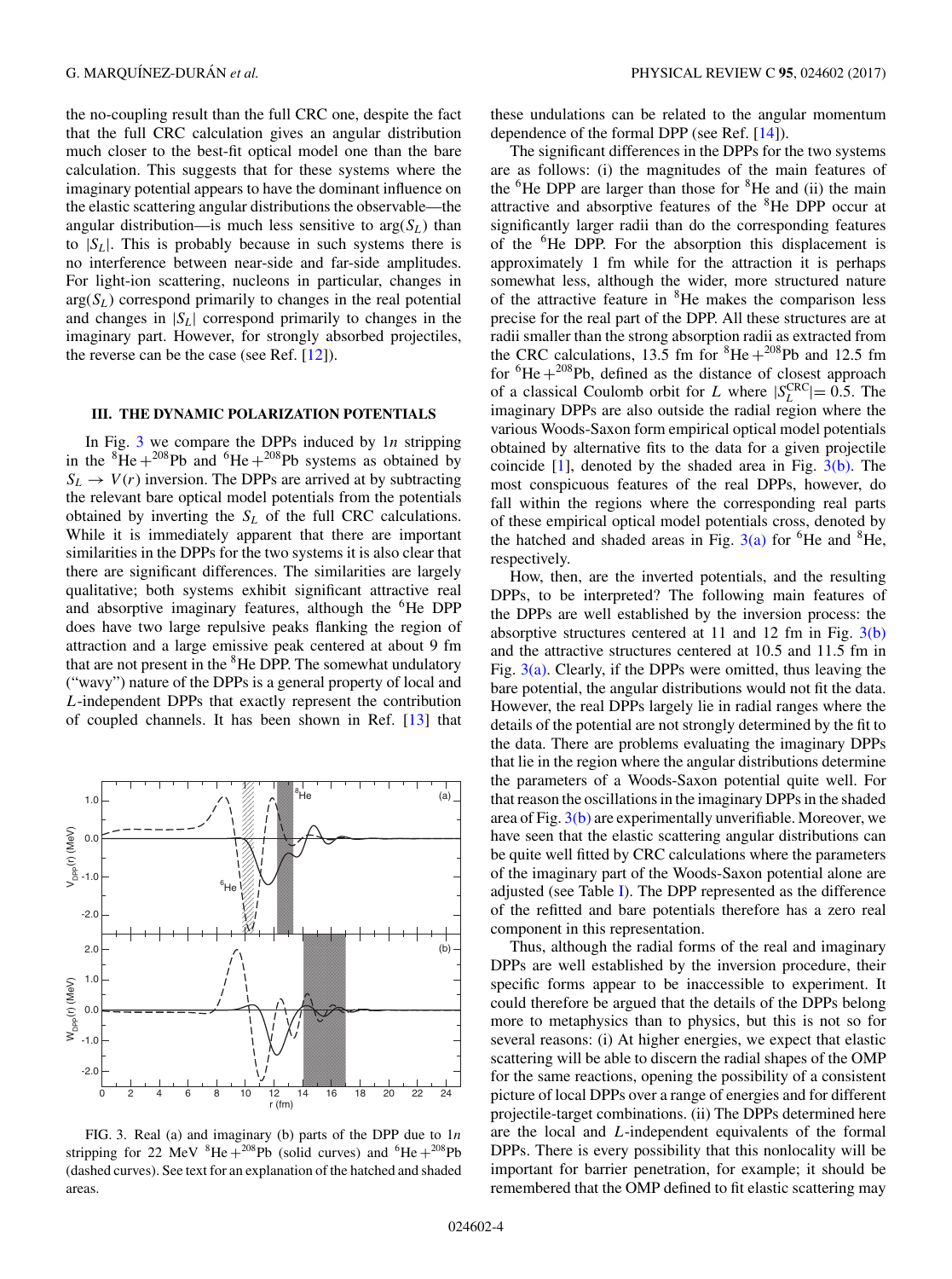the no-coupling result than the full CRC one, despite the fact that the full CRC calculation gives an angular distribution much closer to the best-fit optical model one than the bare calculation. This suggests that for these systems where the imaginary potential appears to have the dominant influence on the elastic scattering angular distributions the observable—the angular distribution—is much less sensitive to $\arg(S_L)$ than to $|S_L|$. This is probably because in such systems there is no interference between near-side and far-side amplitudes. For light-ion scattering, nucleons in particular, changes in $\arg(S_L)$ correspond primarily to changes in the real potential and changes in $|S_L|$ correspond primarily to changes in the imaginary part. However, for strongly absorbed projectiles, the reverse can be the case (see Ref. [12]).

## III. THE DYNAMIC POLARIZATION POTENTIALS

In Fig. 3 we compare the DPPs induced by $1n$ stripping in the $^{8}$He + $^{208}$Pb and $^{6}$He + $^{208}$Pb systems as obtained by $S_L \rightarrow V(r)$ inversion. The DPPs are arrived at by subtracting the relevant bare optical model potentials from the potentials obtained by inverting the $S_L$ of the full CRC calculations. While it is immediately apparent that there are important similarities in the DPPs for the two systems it is also clear that there are significant differences. The similarities are largely qualitative; both systems exhibit significant attractive real and absorptive imaginary features, although the $^{6}$He DPP does have two large repulsive peaks flanking the region of attraction and a large emissive peak centered at about 9 fm that are not present in the $^{8}$He DPP. The somewhat undulatory ("wavy") nature of the DPPs is a general property of local and $L$-independent DPPs that exactly represent the contribution of coupled channels. It has been shown in Ref. [13] that

FIG. 3. Real (a) and imaginary (b) parts of the DPP due to $1n$ stripping for 22 MeV $^{8}$He + $^{208}$Pb (solid curves) and $^{6}$He + $^{208}$Pb (dashed curves). See text for an explanation of the hatched and shaded areas.

these undulations can be related to the angular momentum dependence of the formal DPP (see Ref. [14]).

The significant differences in the DPPs for the two systems are as follows: (i) the magnitudes of the main features of the $^{6}$He DPP are larger than those for $^{8}$He and (ii) the main attractive and absorptive features of the $^{8}$He DPP occur at significantly larger radii than do the corresponding features of the $^{6}$He DPP. For the absorption this displacement is approximately 1 fm while for the attraction it is perhaps somewhat less, although the wider, more structured nature of the attractive feature in $^{8}$He makes the comparison less precise for the real part of the DPP. All these structures are at radii smaller than the strong absorption radii as extracted from the CRC calculations, 13.5 fm for $^{8}$He + $^{208}$Pb and 12.5 fm for $^{6}$He + $^{208}$Pb, defined as the distance of closest approach of a classical Coulomb orbit for $L$ where $|S_L^{\mathrm{CRC}}| = 0.5$. The imaginary DPPs are also outside the radial region where the various Woods-Saxon form empirical optical model potentials obtained by alternative fits to the data for a given projectile coincide [1], denoted by the shaded area in Fig. 3(b). The most conspicuous features of the real DPPs, however, do fall within the regions where the corresponding real parts of these empirical optical model potentials cross, denoted by the hatched and shaded areas in Fig. 3(a) for $^{6}$He and $^{8}$He, respectively.

How, then, are the inverted potentials, and the resulting DPPs, to be interpreted? The following main features of the DPPs are well established by the inversion process: the absorptive structures centered at 11 and 12 fm in Fig. 3(b) and the attractive structures centered at 10.5 and 11.5 fm in Fig. 3(a). Clearly, if the DPPs were omitted, thus leaving the bare potential, the angular distributions would not fit the data. However, the real DPPs largely lie in radial ranges where the details of the potential are not strongly determined by the fit to the data. There are problems evaluating the imaginary DPPs that lie in the region where the angular distributions determine the parameters of a Woods-Saxon potential quite well. For that reason the oscillations in the imaginary DPPs in the shaded area of Fig. 3(b) are experimentally unverifiable. Moreover, we have seen that the elastic scattering angular distributions can be quite well fitted by CRC calculations where the parameters of the imaginary part of the Woods-Saxon potential alone are adjusted (see Table I). The DPP represented as the difference of the refitted and bare potentials therefore has a zero real component in this representation.

Thus, although the radial forms of the real and imaginary DPPs are well established by the inversion procedure, their specific forms appear to be inaccessible to experiment. It could therefore be argued that the details of the DPPs belong more to metaphysics than to physics, but this is not so for several reasons: (i) At higher energies, we expect that elastic scattering will be able to discern the radial shapes of the OMP for the same reactions, opening the possibility of a consistent picture of local DPPs over a range of energies and for different projectile-target combinations. (ii) The DPPs determined here are the local and $L$-independent equivalents of the formal DPPs. There is every possibility that this nonlocality will be important for barrier penetration, for example; it should be remembered that the OMP defined to fit elastic scattering may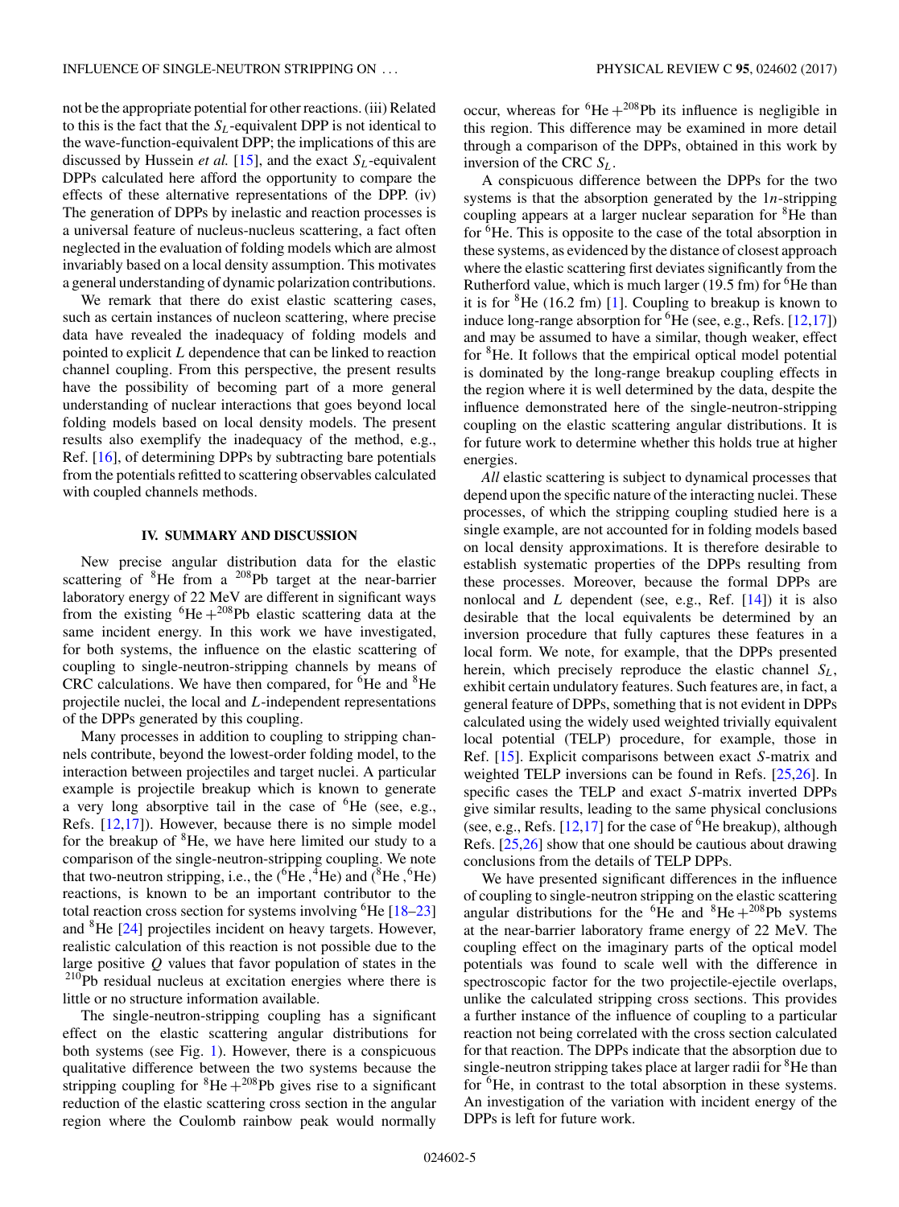not be the appropriate potential for other reactions. (iii) Related to this is the fact that the $S_L$-equivalent DPP is not identical to the wave-function-equivalent DPP; the implications of this are discussed by Hussein *et al.* [15], and the exact $S_L$-equivalent DPPs calculated here afford the opportunity to compare the effects of these alternative representations of the DPP. (iv) The generation of DPPs by inelastic and reaction processes is a universal feature of nucleus-nucleus scattering, a fact often neglected in the evaluation of folding models which are almost invariably based on a local density assumption. This motivates a general understanding of dynamic polarization contributions.

We remark that there do exist elastic scattering cases, such as certain instances of nucleon scattering, where precise data have revealed the inadequacy of folding models and pointed to explicit $L$ dependence that can be linked to reaction channel coupling. From this perspective, the present results have the possibility of becoming part of a more general understanding of nuclear interactions that goes beyond local folding models based on local density models. The present results also exemplify the inadequacy of the method, e.g., Ref. [16], of determining DPPs by subtracting bare potentials from the potentials refitted to scattering observables calculated with coupled channels methods.

## IV. SUMMARY AND DISCUSSION

New precise angular distribution data for the elastic scattering of $^{8}$He from a $^{208}$Pb target at the near-barrier laboratory energy of 22 MeV are different in significant ways from the existing $^{6}$He$+^{208}$Pb elastic scattering data at the same incident energy. In this work we have investigated, for both systems, the influence on the elastic scattering of coupling to single-neutron-stripping channels by means of CRC calculations. We have then compared, for $^{6}$He and $^{8}$He projectile nuclei, the local and $L$-independent representations of the DPPs generated by this coupling.

Many processes in addition to coupling to stripping channels contribute, beyond the lowest-order folding model, to the interaction between projectiles and target nuclei. A particular example is projectile breakup which is known to generate a very long absorptive tail in the case of $^{6}$He (see, e.g., Refs. [12,17]). However, because there is no simple model for the breakup of $^{8}$He, we have here limited our study to a comparison of the single-neutron-stripping coupling. We note that two-neutron stripping, i.e., the ($^{6}$He ,$^{4}$He) and ($^{8}$He ,$^{6}$He) reactions, is known to be an important contributor to the total reaction cross section for systems involving $^{6}$He [18–23] and $^{8}$He [24] projectiles incident on heavy targets. However, realistic calculation of this reaction is not possible due to the large positive $Q$ values that favor population of states in the $^{210}$Pb residual nucleus at excitation energies where there is little or no structure information available.

The single-neutron-stripping coupling has a significant effect on the elastic scattering angular distributions for both systems (see Fig. 1). However, there is a conspicuous qualitative difference between the two systems because the stripping coupling for $^{8}$He$+^{208}$Pb gives rise to a significant reduction of the elastic scattering cross section in the angular region where the Coulomb rainbow peak would normally occur, whereas for $^{6}$He$+^{208}$Pb its influence is negligible in this region. This difference may be examined in more detail through a comparison of the DPPs, obtained in this work by inversion of the CRC $S_L$.

A conspicuous difference between the DPPs for the two systems is that the absorption generated by the 1$n$-stripping coupling appears at a larger nuclear separation for $^{8}$He than for $^{6}$He. This is opposite to the case of the total absorption in these systems, as evidenced by the distance of closest approach where the elastic scattering first deviates significantly from the Rutherford value, which is much larger (19.5 fm) for $^{6}$He than it is for $^{8}$He (16.2 fm) [1]. Coupling to breakup is known to induce long-range absorption for $^{6}$He (see, e.g., Refs. [12,17]) and may be assumed to have a similar, though weaker, effect for $^{8}$He. It follows that the empirical optical model potential is dominated by the long-range breakup coupling effects in the region where it is well determined by the data, despite the influence demonstrated here of the single-neutron-stripping coupling on the elastic scattering angular distributions. It is for future work to determine whether this holds true at higher energies.

*All* elastic scattering is subject to dynamical processes that depend upon the specific nature of the interacting nuclei. These processes, of which the stripping coupling studied here is a single example, are not accounted for in folding models based on local density approximations. It is therefore desirable to establish systematic properties of the DPPs resulting from these processes. Moreover, because the formal DPPs are nonlocal and $L$ dependent (see, e.g., Ref. [14]) it is also desirable that the local equivalents be determined by an inversion procedure that fully captures these features in a local form. We note, for example, that the DPPs presented herein, which precisely reproduce the elastic channel $S_L$, exhibit certain undulatory features. Such features are, in fact, a general feature of DPPs, something that is not evident in DPPs calculated using the widely used weighted trivially equivalent local potential (TELP) procedure, for example, those in Ref. [15]. Explicit comparisons between exact $S$-matrix and weighted TELP inversions can be found in Refs. [25,26]. In specific cases the TELP and exact $S$-matrix inverted DPPs give similar results, leading to the same physical conclusions (see, e.g., Refs. [12,17] for the case of $^{6}$He breakup), although Refs. [25,26] show that one should be cautious about drawing conclusions from the details of TELP DPPs.

We have presented significant differences in the influence of coupling to single-neutron stripping on the elastic scattering angular distributions for the $^{6}$He and $^{8}$He$+^{208}$Pb systems at the near-barrier laboratory frame energy of 22 MeV. The coupling effect on the imaginary parts of the optical model potentials was found to scale well with the difference in spectroscopic factor for the two projectile-ejectile overlaps, unlike the calculated stripping cross sections. This provides a further instance of the influence of coupling to a particular reaction not being correlated with the cross section calculated for that reaction. The DPPs indicate that the absorption due to single-neutron stripping takes place at larger radii for $^{8}$He than for $^{6}$He, in contrast to the total absorption in these systems. An investigation of the variation with incident energy of the DPPs is left for future work.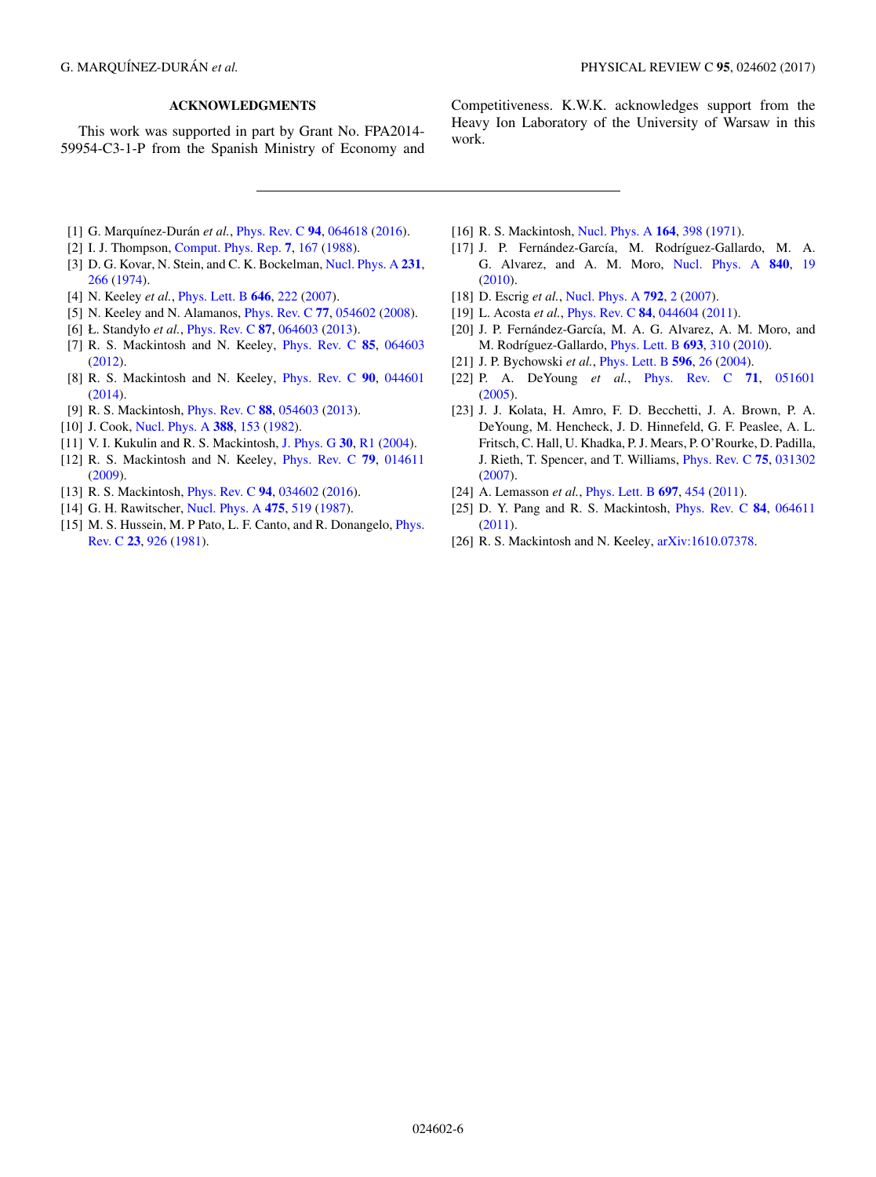## ACKNOWLEDGMENTS

This work was supported in part by Grant No. FPA2014-59954-C3-1-P from the Spanish Ministry of Economy and Competitiveness. K.W.K. acknowledges support from the Heavy Ion Laboratory of the University of Warsaw in this work.

---

[1] G. Marquínez-Durán *et al.*, Phys. Rev. C **94**, 064618 (2016).
[2] I. J. Thompson, Comput. Phys. Rep. **7**, 167 (1988).
[3] D. G. Kovar, N. Stein, and C. K. Bockelman, Nucl. Phys. A **231**, 266 (1974).
[4] N. Keeley *et al.*, Phys. Lett. B **646**, 222 (2007).
[5] N. Keeley and N. Alamanos, Phys. Rev. C **77**, 054602 (2008).
[6] Ł. Standyło *et al.*, Phys. Rev. C **87**, 064603 (2013).
[7] R. S. Mackintosh and N. Keeley, Phys. Rev. C **85**, 064603 (2012).
[8] R. S. Mackintosh and N. Keeley, Phys. Rev. C **90**, 044601 (2014).
[9] R. S. Mackintosh, Phys. Rev. C **88**, 054603 (2013).
[10] J. Cook, Nucl. Phys. A **388**, 153 (1982).
[11] V. I. Kukulin and R. S. Mackintosh, J. Phys. G **30**, R1 (2004).
[12] R. S. Mackintosh and N. Keeley, Phys. Rev. C **79**, 014611 (2009).
[13] R. S. Mackintosh, Phys. Rev. C **94**, 034602 (2016).
[14] G. H. Rawitscher, Nucl. Phys. A **475**, 519 (1987).
[15] M. S. Hussein, M. P Pato, L. F. Canto, and R. Donangelo, Phys. Rev. C **23**, 926 (1981).
[16] R. S. Mackintosh, Nucl. Phys. A **164**, 398 (1971).
[17] J. P. Fernández-García, M. Rodríguez-Gallardo, M. A. G. Alvarez, and A. M. Moro, Nucl. Phys. A **840**, 19 (2010).
[18] D. Escrig *et al.*, Nucl. Phys. A **792**, 2 (2007).
[19] L. Acosta *et al.*, Phys. Rev. C **84**, 044604 (2011).
[20] J. P. Fernández-García, M. A. G. Alvarez, A. M. Moro, and M. Rodríguez-Gallardo, Phys. Lett. B **693**, 310 (2010).
[21] J. P. Bychowski *et al.*, Phys. Lett. B **596**, 26 (2004).
[22] P. A. DeYoung *et al.*, Phys. Rev. C **71**, 051601 (2005).
[23] J. J. Kolata, H. Amro, F. D. Becchetti, J. A. Brown, P. A. DeYoung, M. Hencheck, J. D. Hinnefeld, G. F. Peaslee, A. L. Fritsch, C. Hall, U. Khadka, P. J. Mears, P. O'Rourke, D. Padilla, J. Rieth, T. Spencer, and T. Williams, Phys. Rev. C **75**, 031302 (2007).
[24] A. Lemasson *et al.*, Phys. Lett. B **697**, 454 (2011).
[25] D. Y. Pang and R. S. Mackintosh, Phys. Rev. C **84**, 064611 (2011).
[26] R. S. Mackintosh and N. Keeley, arXiv:1610.07378.